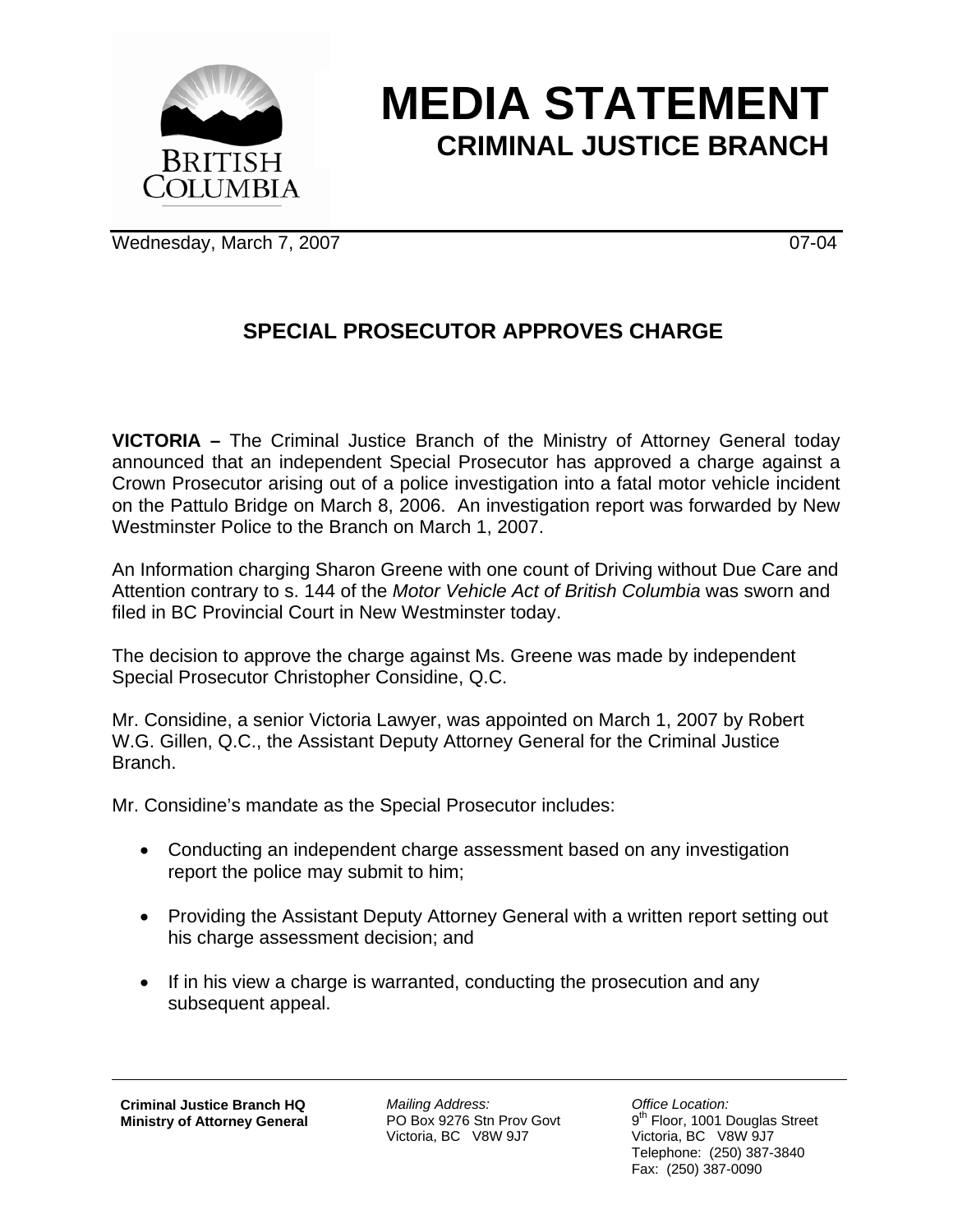# MEDIA STATEMENT
## CRIMINAL JUSTICE BRANCH

Wednesday, March 7, 2007 07-04

## SPECIAL PROSECUTOR APPROVES CHARGE

**VICTORIA –** The Criminal Justice Branch of the Ministry of Attorney General today announced that an independent Special Prosecutor has approved a charge against a Crown Prosecutor arising out of a police investigation into a fatal motor vehicle incident on the Pattulo Bridge on March 8, 2006. An investigation report was forwarded by New Westminster Police to the Branch on March 1, 2007.

An Information charging Sharon Greene with one count of Driving without Due Care and Attention contrary to s. 144 of the *Motor Vehicle Act of British Columbia* was sworn and filed in BC Provincial Court in New Westminster today.

The decision to approve the charge against Ms. Greene was made by independent Special Prosecutor Christopher Considine, Q.C.

Mr. Considine, a senior Victoria Lawyer, was appointed on March 1, 2007 by Robert W.G. Gillen, Q.C., the Assistant Deputy Attorney General for the Criminal Justice Branch.

Mr. Considine's mandate as the Special Prosecutor includes:

- Conducting an independent charge assessment based on any investigation report the police may submit to him;
- Providing the Assistant Deputy Attorney General with a written report setting out his charge assessment decision; and
- If in his view a charge is warranted, conducting the prosecution and any subsequent appeal.

**Criminal Justice Branch HQ**
**Ministry of Attorney General**

*Mailing Address:*
PO Box 9276 Stn Prov Govt
Victoria, BC V8W 9J7

*Office Location:*
9th Floor, 1001 Douglas Street
Victoria, BC V8W 9J7
Telephone: (250) 387-3840
Fax: (250) 387-0090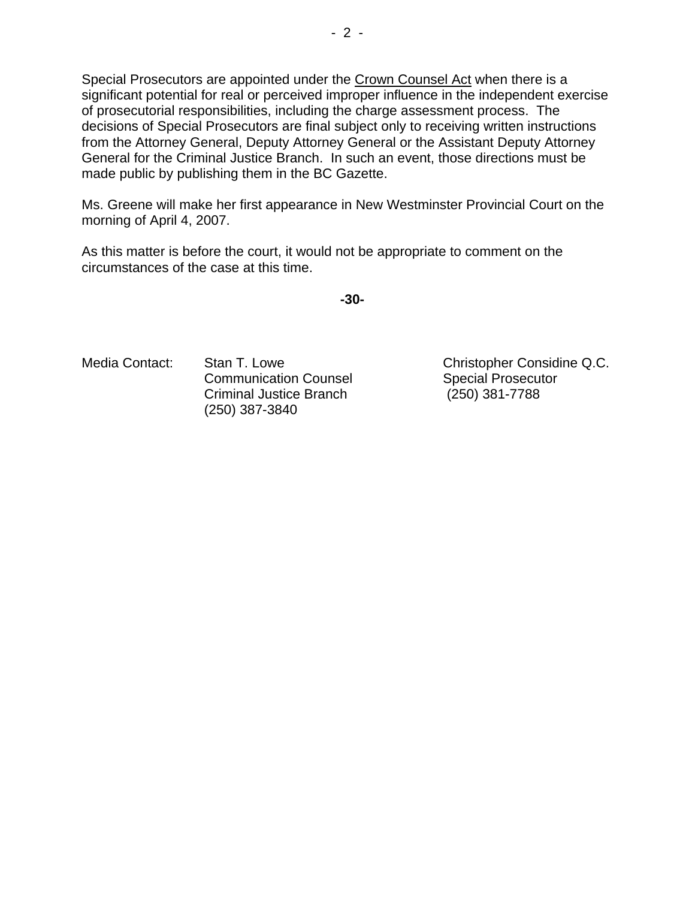Special Prosecutors are appointed under the Crown Counsel Act when there is a significant potential for real or perceived improper influence in the independent exercise of prosecutorial responsibilities, including the charge assessment process. The decisions of Special Prosecutors are final subject only to receiving written instructions from the Attorney General, Deputy Attorney General or the Assistant Deputy Attorney General for the Criminal Justice Branch. In such an event, those directions must be made public by publishing them in the BC Gazette.

Ms. Greene will make her first appearance in New Westminster Provincial Court on the morning of April 4, 2007.

As this matter is before the court, it would not be appropriate to comment on the circumstances of the case at this time.

**-30-**

| | | |
|---|---|---|
| Media Contact: | Stan T. Lowe<br>Communication Counsel<br>Criminal Justice Branch<br>(250) 387-3840 | Christopher Considine Q.C.<br>Special Prosecutor<br>(250) 381-7788 |